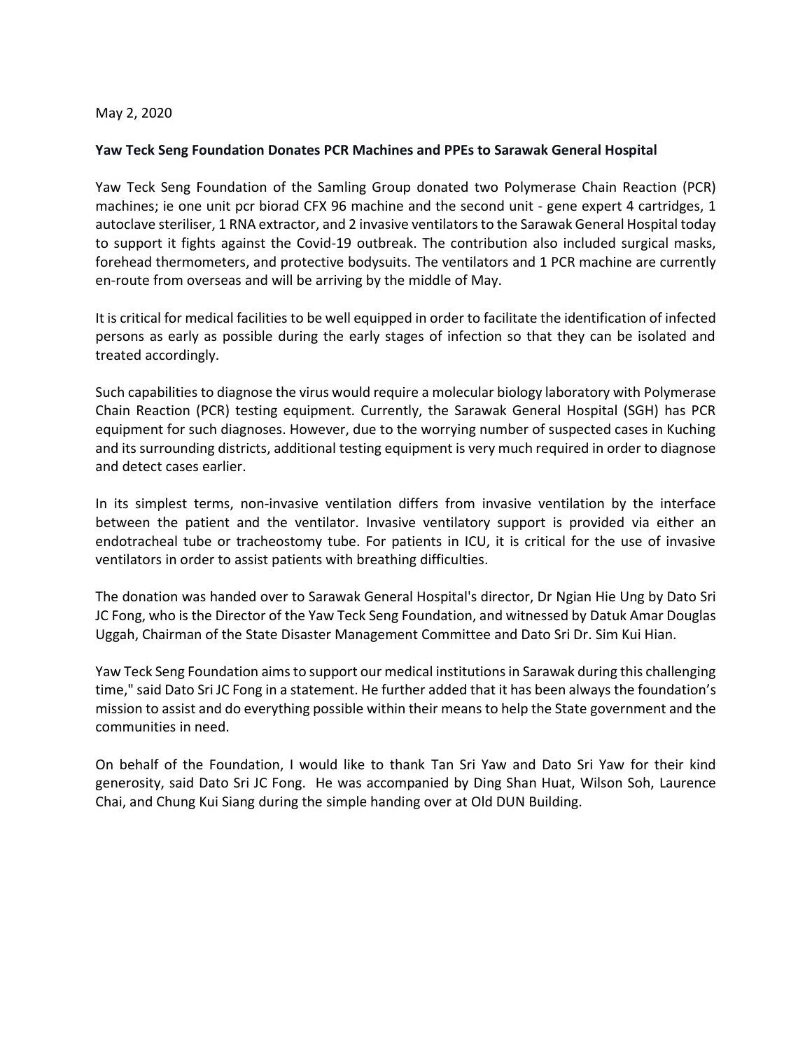May 2, 2020

**Yaw Teck Seng Foundation Donates PCR Machines and PPEs to Sarawak General Hospital**

Yaw Teck Seng Foundation of the Samling Group donated two Polymerase Chain Reaction (PCR) machines; ie one unit pcr biorad CFX 96 machine and the second unit - gene expert 4 cartridges, 1 autoclave steriliser, 1 RNA extractor, and 2 invasive ventilators to the Sarawak General Hospital today to support it fights against the Covid-19 outbreak. The contribution also included surgical masks, forehead thermometers, and protective bodysuits. The ventilators and 1 PCR machine are currently en-route from overseas and will be arriving by the middle of May.

It is critical for medical facilities to be well equipped in order to facilitate the identification of infected persons as early as possible during the early stages of infection so that they can be isolated and treated accordingly.

Such capabilities to diagnose the virus would require a molecular biology laboratory with Polymerase Chain Reaction (PCR) testing equipment. Currently, the Sarawak General Hospital (SGH) has PCR equipment for such diagnoses. However, due to the worrying number of suspected cases in Kuching and its surrounding districts, additional testing equipment is very much required in order to diagnose and detect cases earlier.

In its simplest terms, non-invasive ventilation differs from invasive ventilation by the interface between the patient and the ventilator. Invasive ventilatory support is provided via either an endotracheal tube or tracheostomy tube. For patients in ICU, it is critical for the use of invasive ventilators in order to assist patients with breathing difficulties.

The donation was handed over to Sarawak General Hospital's director, Dr Ngian Hie Ung by Dato Sri JC Fong, who is the Director of the Yaw Teck Seng Foundation, and witnessed by Datuk Amar Douglas Uggah, Chairman of the State Disaster Management Committee and Dato Sri Dr. Sim Kui Hian.

Yaw Teck Seng Foundation aims to support our medical institutions in Sarawak during this challenging time," said Dato Sri JC Fong in a statement. He further added that it has been always the foundation's mission to assist and do everything possible within their means to help the State government and the communities in need.

On behalf of the Foundation, I would like to thank Tan Sri Yaw and Dato Sri Yaw for their kind generosity, said Dato Sri JC Fong. He was accompanied by Ding Shan Huat, Wilson Soh, Laurence Chai, and Chung Kui Siang during the simple handing over at Old DUN Building.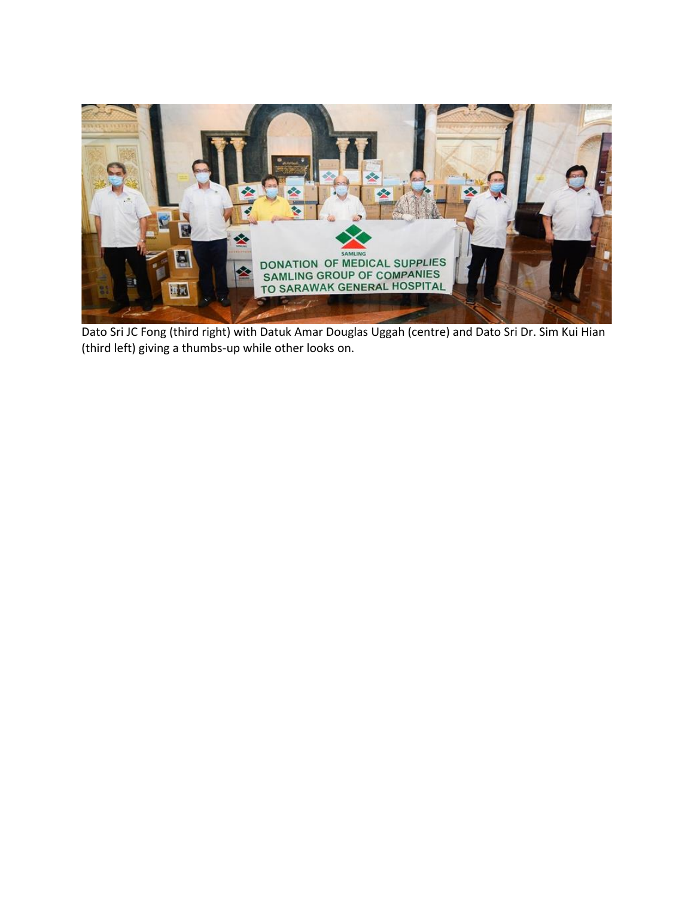Dato Sri JC Fong (third right) with Datuk Amar Douglas Uggah (centre) and Dato Sri Dr. Sim Kui Hian (third left) giving a thumbs-up while other looks on.